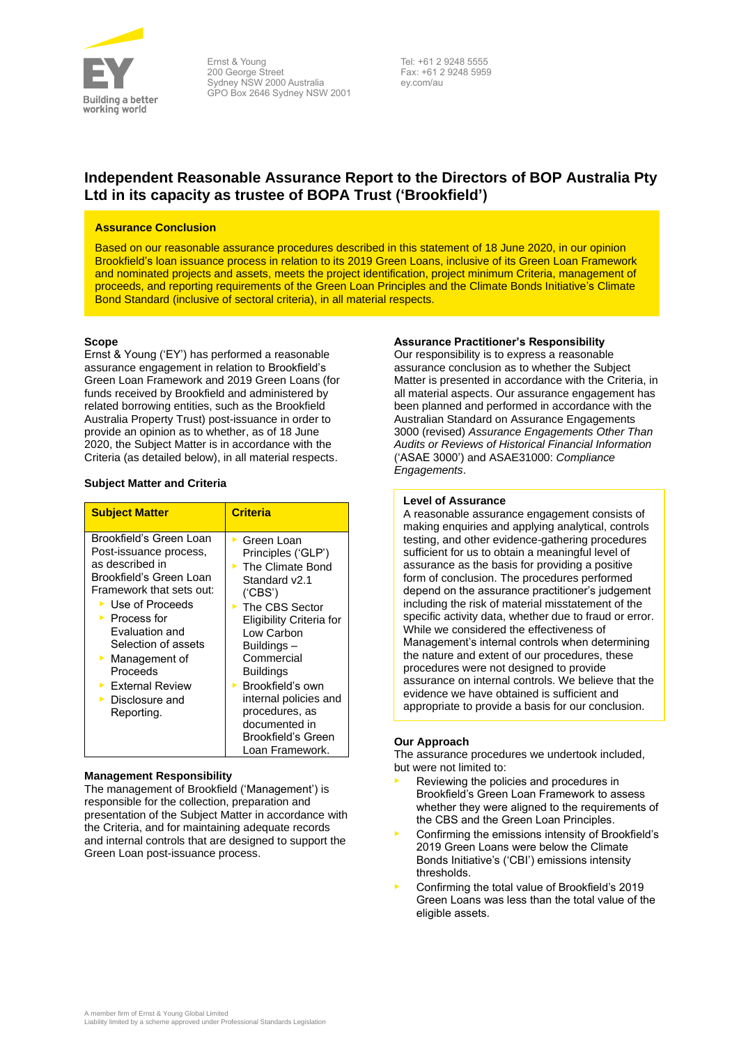Ernst & Young
200 George Street
Sydney NSW 2000 Australia
GPO Box 2646 Sydney NSW 2001

Tel: +61 2 9248 5555
Fax: +61 2 9248 5959
ey.com/au

# Independent Reasonable Assurance Report to the Directors of BOP Australia Pty Ltd in its capacity as trustee of BOPA Trust ('Brookfield')

**Assurance Conclusion**

Based on our reasonable assurance procedures described in this statement of 18 June 2020, in our opinion Brookfield's loan issuance process in relation to its 2019 Green Loans, inclusive of its Green Loan Framework and nominated projects and assets, meets the project identification, project minimum Criteria, management of proceeds, and reporting requirements of the Green Loan Principles and the Climate Bonds Initiative's Climate Bond Standard (inclusive of sectoral criteria), in all material respects.

**Scope**

Ernst & Young ('EY') has performed a reasonable assurance engagement in relation to Brookfield's Green Loan Framework and 2019 Green Loans (for funds received by Brookfield and administered by related borrowing entities, such as the Brookfield Australia Property Trust) post-issuance in order to provide an opinion as to whether, as of 18 June 2020, the Subject Matter is in accordance with the Criteria (as detailed below), in all material respects.

**Subject Matter and Criteria**

| Subject Matter | Criteria |
|---|---|
| Brookfield's Green Loan Post-issuance process, as described in Brookfield's Green Loan Framework that sets out:<br>▸ Use of Proceeds<br>▸ Process for Evaluation and Selection of assets<br>▸ Management of Proceeds<br>▸ External Review<br>▸ Disclosure and Reporting. | ▸ Green Loan Principles ('GLP')<br>▸ The Climate Bond Standard v2.1 ('CBS')<br>▸ The CBS Sector Eligibility Criteria for Low Carbon Buildings – Commercial Buildings<br>▸ Brookfield's own internal policies and procedures, as documented in Brookfield's Green Loan Framework. |

**Management Responsibility**

The management of Brookfield ('Management') is responsible for the collection, preparation and presentation of the Subject Matter in accordance with the Criteria, and for maintaining adequate records and internal controls that are designed to support the Green Loan post-issuance process.

**Assurance Practitioner's Responsibility**

Our responsibility is to express a reasonable assurance conclusion as to whether the Subject Matter is presented in accordance with the Criteria, in all material aspects. Our assurance engagement has been planned and performed in accordance with the Australian Standard on Assurance Engagements 3000 (revised) *Assurance Engagements Other Than Audits or Reviews of Historical Financial Information* ('ASAE 3000') and ASAE31000: *Compliance Engagements*.

**Level of Assurance**

A reasonable assurance engagement consists of making enquiries and applying analytical, controls testing, and other evidence-gathering procedures sufficient for us to obtain a meaningful level of assurance as the basis for providing a positive form of conclusion. The procedures performed depend on the assurance practitioner's judgement including the risk of material misstatement of the specific activity data, whether due to fraud or error. While we considered the effectiveness of Management's internal controls when determining the nature and extent of our procedures, these procedures were not designed to provide assurance on internal controls. We believe that the evidence we have obtained is sufficient and appropriate to provide a basis for our conclusion.

**Our Approach**

The assurance procedures we undertook included, but were not limited to:

- Reviewing the policies and procedures in Brookfield's Green Loan Framework to assess whether they were aligned to the requirements of the CBS and the Green Loan Principles.
- Confirming the emissions intensity of Brookfield's 2019 Green Loans were below the Climate Bonds Initiative's ('CBI') emissions intensity thresholds.
- Confirming the total value of Brookfield's 2019 Green Loans was less than the total value of the eligible assets.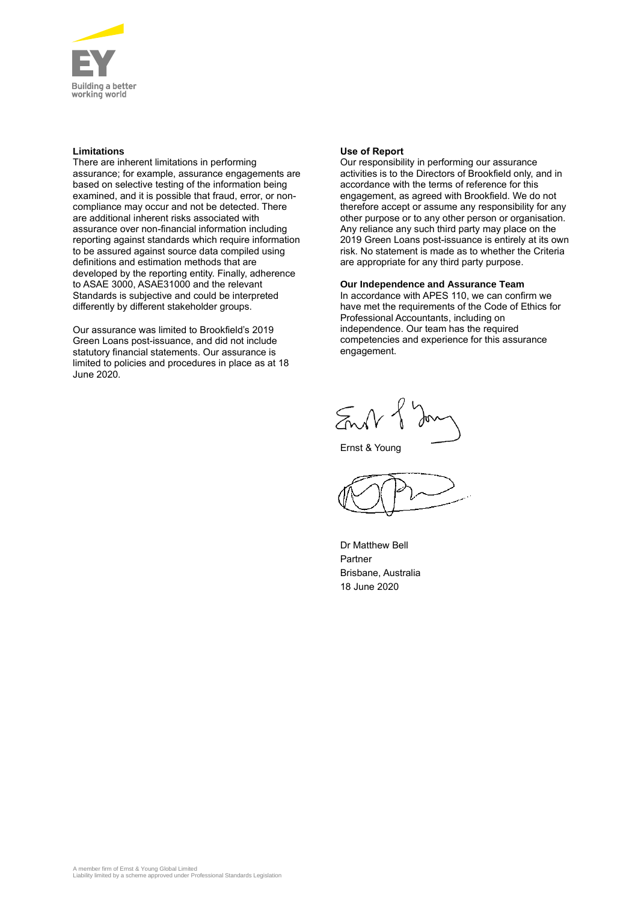### Limitations

There are inherent limitations in performing assurance; for example, assurance engagements are based on selective testing of the information being examined, and it is possible that fraud, error, or non-compliance may occur and not be detected. There are additional inherent risks associated with assurance over non-financial information including reporting against standards which require information to be assured against source data compiled using definitions and estimation methods that are developed by the reporting entity. Finally, adherence to ASAE 3000, ASAE31000 and the relevant Standards is subjective and could be interpreted differently by different stakeholder groups.

Our assurance was limited to Brookfield's 2019 Green Loans post-issuance, and did not include statutory financial statements. Our assurance is limited to policies and procedures in place as at 18 June 2020.

### Use of Report

Our responsibility in performing our assurance activities is to the Directors of Brookfield only, and in accordance with the terms of reference for this engagement, as agreed with Brookfield. We do not therefore accept or assume any responsibility for any other purpose or to any other person or organisation. Any reliance any such third party may place on the 2019 Green Loans post-issuance is entirely at its own risk. No statement is made as to whether the Criteria are appropriate for any third party purpose.

### Our Independence and Assurance Team

In accordance with APES 110, we can confirm we have met the requirements of the Code of Ethics for Professional Accountants, including on independence. Our team has the required competencies and experience for this assurance engagement.

Ernst & Young

Dr Matthew Bell
Partner
Brisbane, Australia
18 June 2020

A member firm of Ernst & Young Global Limited
Liability limited by a scheme approved under Professional Standards Legislation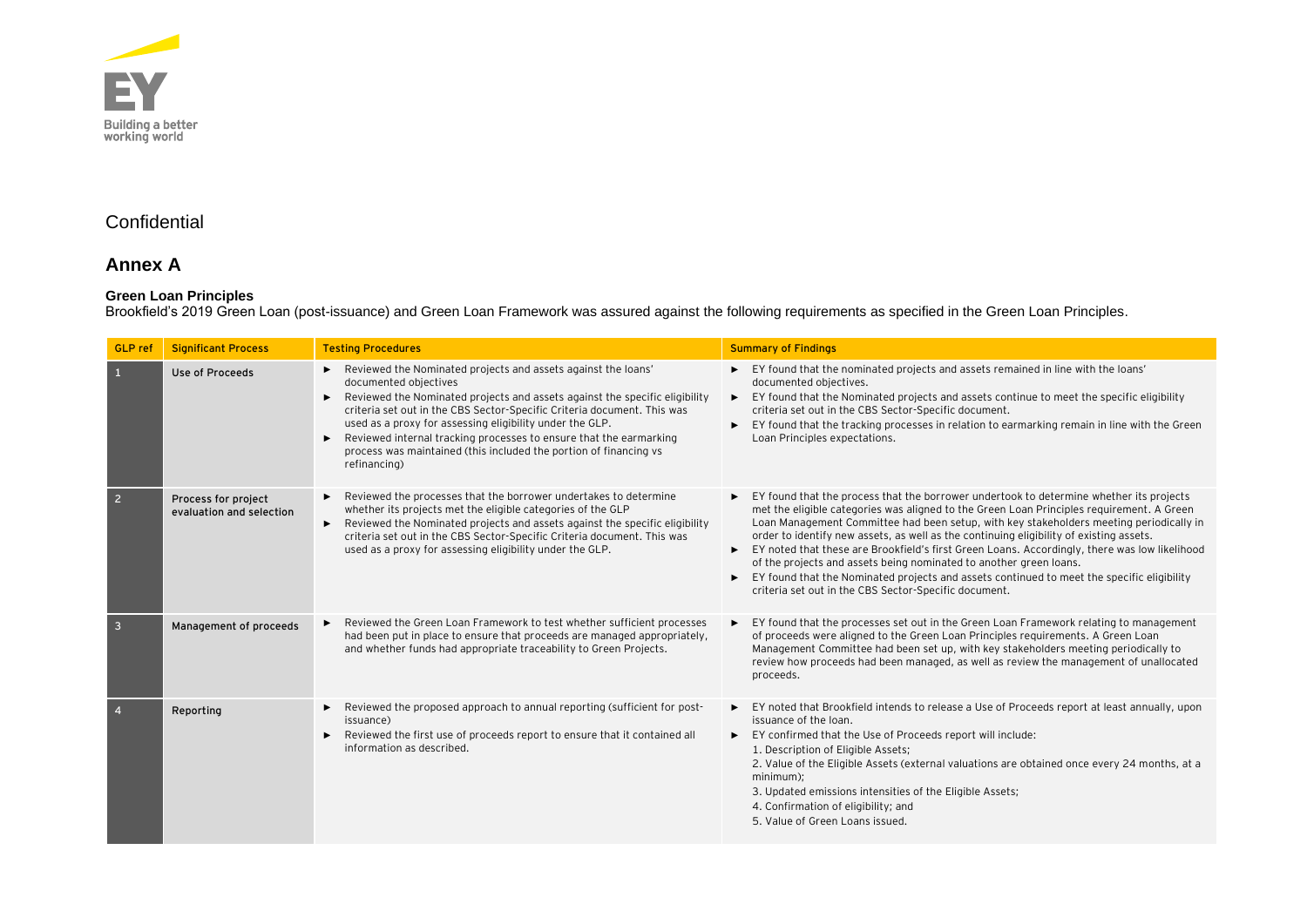Confidential

## Annex A

### Green Loan Principles

Brookfield's 2019 Green Loan (post-issuance) and Green Loan Framework was assured against the following requirements as specified in the Green Loan Principles.

| GLP ref | Significant Process | Testing Procedures | Summary of Findings |
|---|---|---|---|
| 1 | Use of Proceeds | ► Reviewed the Nominated projects and assets against the loans' documented objectives<br>► Reviewed the Nominated projects and assets against the specific eligibility criteria set out in the CBS Sector-Specific Criteria document. This was used as a proxy for assessing eligibility under the GLP.<br>► Reviewed internal tracking processes to ensure that the earmarking process was maintained (this included the portion of financing vs refinancing) | ► EY found that the nominated projects and assets remained in line with the loans' documented objectives.<br>► EY found that the Nominated projects and assets continue to meet the specific eligibility criteria set out in the CBS Sector-Specific document.<br>► EY found that the tracking processes in relation to earmarking remain in line with the Green Loan Principles expectations. |
| 2 | Process for project evaluation and selection | ► Reviewed the processes that the borrower undertakes to determine whether its projects met the eligible categories of the GLP<br>► Reviewed the Nominated projects and assets against the specific eligibility criteria set out in the CBS Sector-Specific Criteria document. This was used as a proxy for assessing eligibility under the GLP. | ► EY found that the process that the borrower undertook to determine whether its projects met the eligible categories was aligned to the Green Loan Principles requirement. A Green Loan Management Committee had been setup, with key stakeholders meeting periodically in order to identify new assets, as well as the continuing eligibility of existing assets.<br>► EY noted that these are Brookfield's first Green Loans. Accordingly, there was low likelihood of the projects and assets being nominated to another green loans.<br>► EY found that the Nominated projects and assets continued to meet the specific eligibility criteria set out in the CBS Sector-Specific document. |
| 3 | Management of proceeds | ► Reviewed the Green Loan Framework to test whether sufficient processes had been put in place to ensure that proceeds are managed appropriately, and whether funds had appropriate traceability to Green Projects. | ► EY found that the processes set out in the Green Loan Framework relating to management of proceeds were aligned to the Green Loan Principles requirements. A Green Loan Management Committee had been set up, with key stakeholders meeting periodically to review how proceeds had been managed, as well as review the management of unallocated proceeds. |
| 4 | Reporting | ► Reviewed the proposed approach to annual reporting (sufficient for post-issuance)<br>► Reviewed the first use of proceeds report to ensure that it contained all information as described. | ► EY noted that Brookfield intends to release a Use of Proceeds report at least annually, upon issuance of the loan.<br>► EY confirmed that the Use of Proceeds report will include:<br>1. Description of Eligible Assets;<br>2. Value of the Eligible Assets (external valuations are obtained once every 24 months, at a minimum);<br>3. Updated emissions intensities of the Eligible Assets;<br>4. Confirmation of eligibility; and<br>5. Value of Green Loans issued. |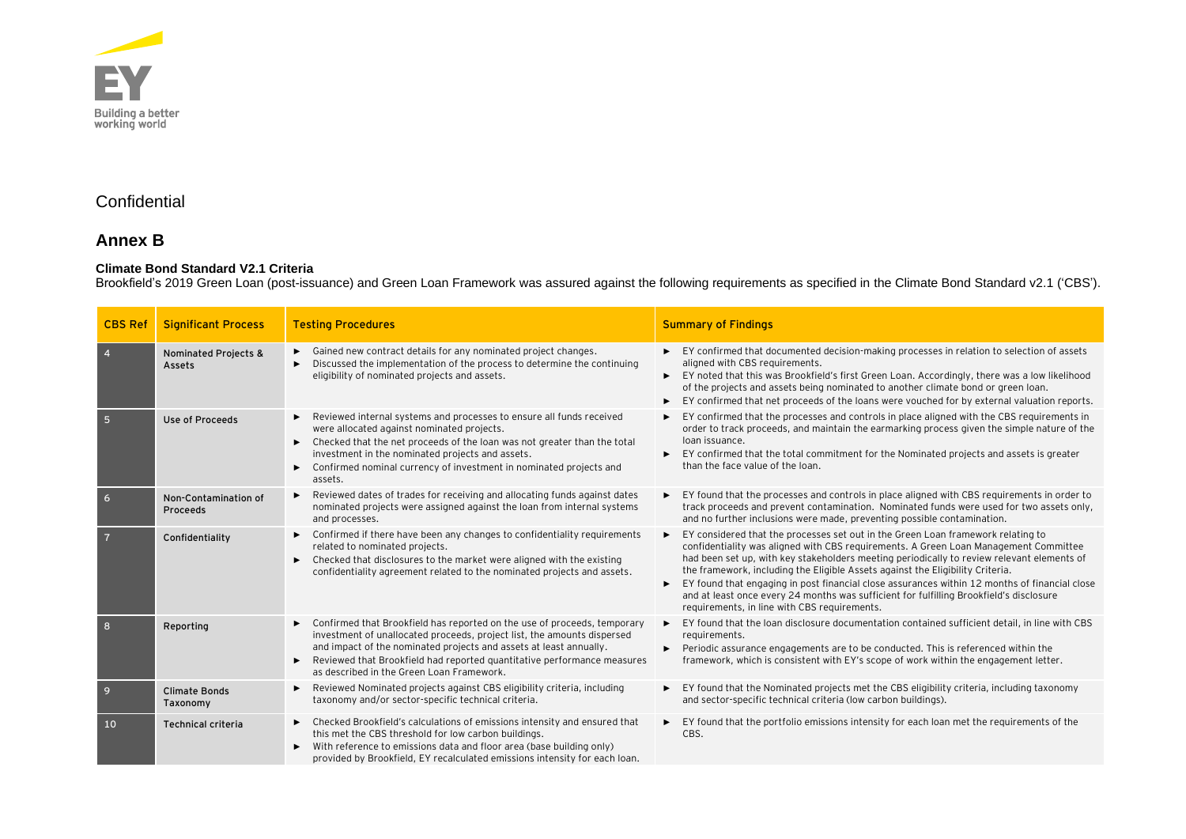Confidential

## Annex B

**Climate Bond Standard V2.1 Criteria**

Brookfield's 2019 Green Loan (post-issuance) and Green Loan Framework was assured against the following requirements as specified in the Climate Bond Standard v2.1 ('CBS').

| CBS Ref | Significant Process | Testing Procedures | Summary of Findings |
|---|---|---|---|
| 4 | Nominated Projects & Assets | ► Gained new contract details for any nominated project changes.<br>► Discussed the implementation of the process to determine the continuing eligibility of nominated projects and assets. | ► EY confirmed that documented decision-making processes in relation to selection of assets aligned with CBS requirements.<br>► EY noted that this was Brookfield's first Green Loan. Accordingly, there was a low likelihood of the projects and assets being nominated to another climate bond or green loan.<br>► EY confirmed that net proceeds of the loans were vouched for by external valuation reports. |
| 5 | Use of Proceeds | ► Reviewed internal systems and processes to ensure all funds received were allocated against nominated projects.<br>► Checked that the net proceeds of the loan was not greater than the total investment in the nominated projects and assets.<br>► Confirmed nominal currency of investment in nominated projects and assets. | ► EY confirmed that the processes and controls in place aligned with the CBS requirements in order to track proceeds, and maintain the earmarking process given the simple nature of the loan issuance.<br>► EY confirmed that the total commitment for the Nominated projects and assets is greater than the face value of the loan. |
| 6 | Non-Contamination of Proceeds | ► Reviewed dates of trades for receiving and allocating funds against dates nominated projects were assigned against the loan from internal systems and processes. | ► EY found that the processes and controls in place aligned with CBS requirements in order to track proceeds and prevent contamination. Nominated funds were used for two assets only, and no further inclusions were made, preventing possible contamination. |
| 7 | Confidentiality | ► Confirmed if there have been any changes to confidentiality requirements related to nominated projects.<br>► Checked that disclosures to the market were aligned with the existing confidentiality agreement related to the nominated projects and assets. | ► EY considered that the processes set out in the Green Loan framework relating to confidentiality was aligned with CBS requirements. A Green Loan Management Committee had been set up, with key stakeholders meeting periodically to review relevant elements of the framework, including the Eligible Assets against the Eligibility Criteria.<br>► EY found that engaging in post financial close assurances within 12 months of financial close and at least once every 24 months was sufficient for fulfilling Brookfield's disclosure requirements, in line with CBS requirements. |
| 8 | Reporting | ► Confirmed that Brookfield has reported on the use of proceeds, temporary investment of unallocated proceeds, project list, the amounts dispersed and impact of the nominated projects and assets at least annually.<br>► Reviewed that Brookfield had reported quantitative performance measures as described in the Green Loan Framework. | ► EY found that the loan disclosure documentation contained sufficient detail, in line with CBS requirements.<br>► Periodic assurance engagements are to be conducted. This is referenced within the framework, which is consistent with EY's scope of work within the engagement letter. |
| 9 | Climate Bonds Taxonomy | ► Reviewed Nominated projects against CBS eligibility criteria, including taxonomy and/or sector-specific technical criteria. | ► EY found that the Nominated projects met the CBS eligibility criteria, including taxonomy and sector-specific technical criteria (low carbon buildings). |
| 10 | Technical criteria | ► Checked Brookfield's calculations of emissions intensity and ensured that this met the CBS threshold for low carbon buildings.<br>► With reference to emissions data and floor area (base building only) provided by Brookfield, EY recalculated emissions intensity for each loan. | ► EY found that the portfolio emissions intensity for each loan met the requirements of the CBS. |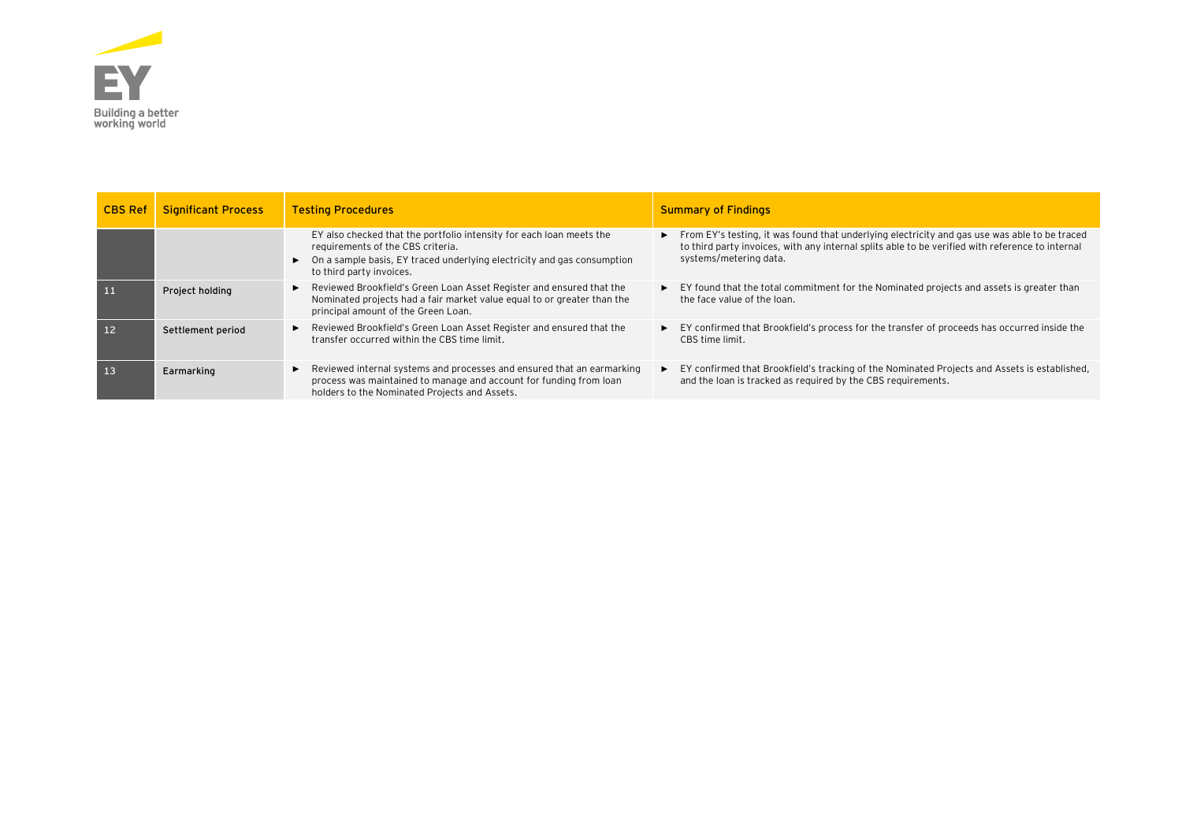| CBS Ref | Significant Process | Testing Procedures | Summary of Findings |
|---|---|---|---|
| | | EY also checked that the portfolio intensity for each loan meets the requirements of the CBS criteria.<br>► On a sample basis, EY traced underlying electricity and gas consumption to third party invoices. | ► From EY's testing, it was found that underlying electricity and gas use was able to be traced to third party invoices, with any internal splits able to be verified with reference to internal systems/metering data. |
| 11 | Project holding | ► Reviewed Brookfield's Green Loan Asset Register and ensured that the Nominated projects had a fair market value equal to or greater than the principal amount of the Green Loan. | ► EY found that the total commitment for the Nominated projects and assets is greater than the face value of the loan. |
| 12 | Settlement period | ► Reviewed Brookfield's Green Loan Asset Register and ensured that the transfer occurred within the CBS time limit. | ► EY confirmed that Brookfield's process for the transfer of proceeds has occurred inside the CBS time limit. |
| 13 | Earmarking | ► Reviewed internal systems and processes and ensured that an earmarking process was maintained to manage and account for funding from loan holders to the Nominated Projects and Assets. | ► EY confirmed that Brookfield's tracking of the Nominated Projects and Assets is established, and the loan is tracked as required by the CBS requirements. |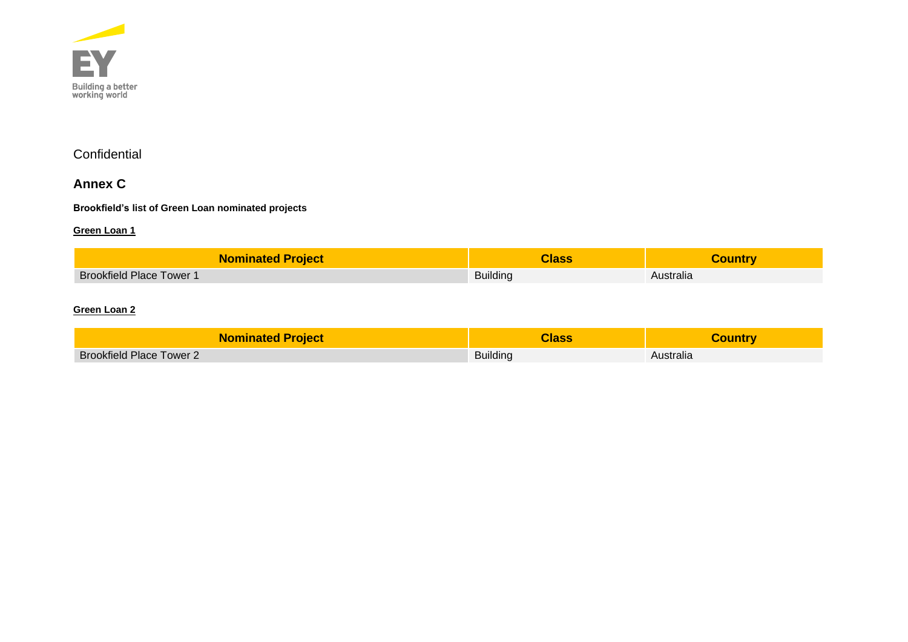Confidential

## Annex C

**Brookfield's list of Green Loan nominated projects**

**Green Loan 1**

| Nominated Project | Class | Country |
| --- | --- | --- |
| Brookfield Place Tower 1 | Building | Australia |

**Green Loan 2**

| Nominated Project | Class | Country |
| --- | --- | --- |
| Brookfield Place Tower 2 | Building | Australia |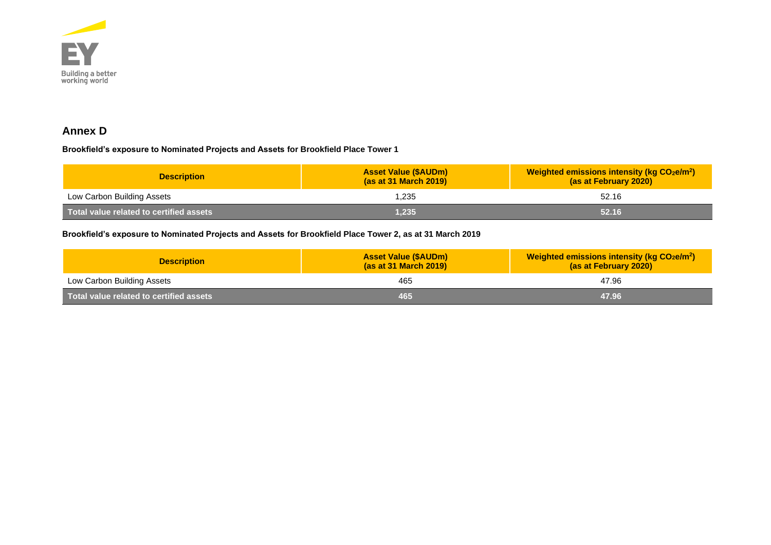## Annex D

**Brookfield's exposure to Nominated Projects and Assets for Brookfield Place Tower 1**

| Description | Asset Value ($AUDm) (as at 31 March 2019) | Weighted emissions intensity (kg $CO_2e/m^2$) (as at February 2020) |
|---|---|---|
| Low Carbon Building Assets | 1,235 | 52.16 |
| **Total value related to certified assets** | **1,235** | **52.16** |

**Brookfield's exposure to Nominated Projects and Assets for Brookfield Place Tower 2, as at 31 March 2019**

| Description | Asset Value ($AUDm) (as at 31 March 2019) | Weighted emissions intensity (kg $CO_2e/m^2$) (as at February 2020) |
|---|---|---|
| Low Carbon Building Assets | 465 | 47.96 |
| **Total value related to certified assets** | **465** | **47.96** |